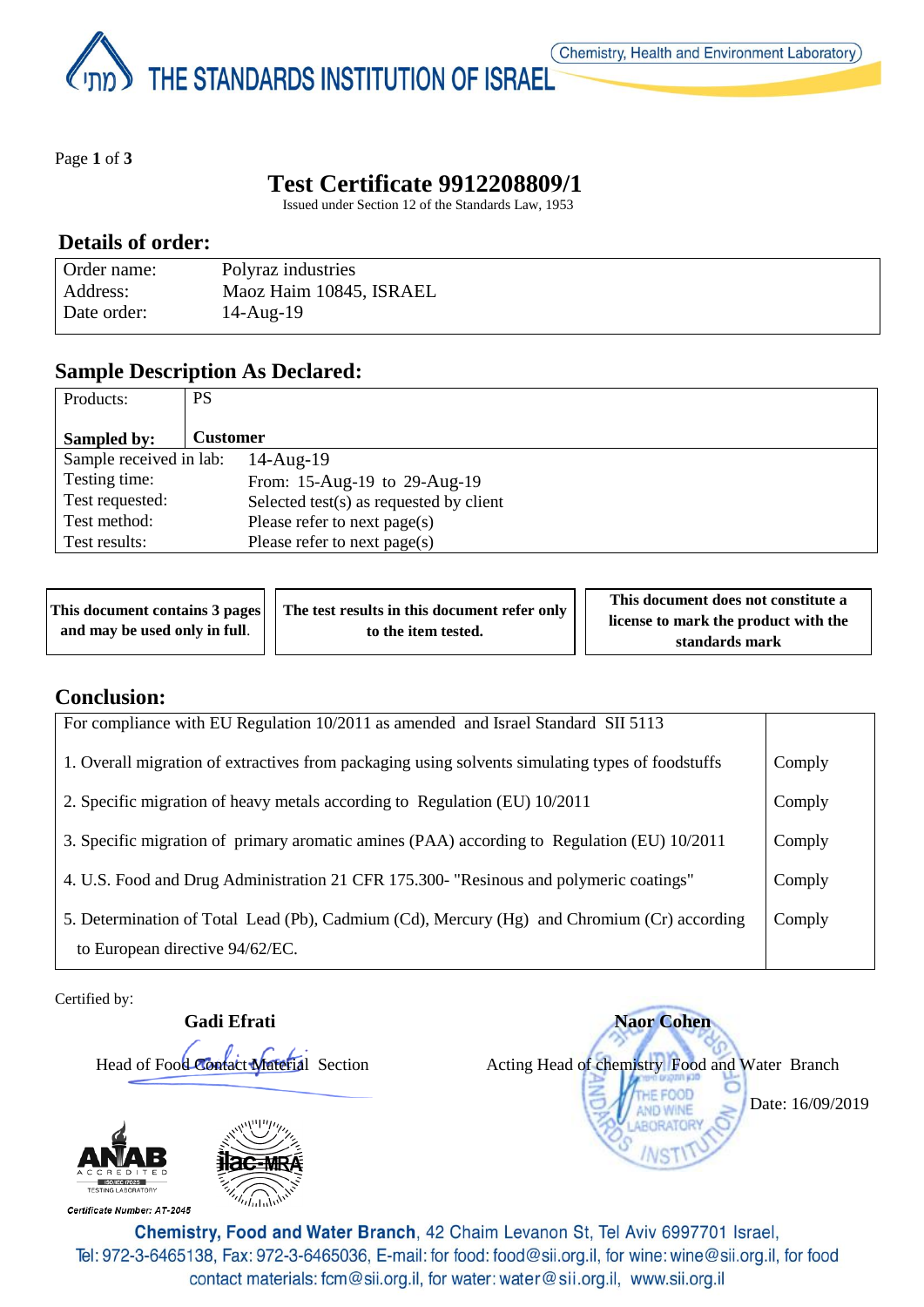THE STANDARDS INSTITUTION OF ISRAEL

Chemistry, Health and Environment Laboratory

# Test Certificate 9912208809/1

Issued under Section 12 of the Standards Law, 1953

## Details of order:

| | |
|---|---|
| Order name: | Polyraz industries |
| Address: | Maoz Haim 10845, ISRAEL |
| Date order: | 14-Aug-19 |

## Sample Description As Declared:

| | |
|---|---|
| Products: | PS |
| **Sampled by:** | **Customer** |
| Sample received in lab: | 14-Aug-19 |
| Testing time: | From: 15-Aug-19 to 29-Aug-19 |
| Test requested: | Selected test(s) as requested by client |
| Test method: | Please refer to next page(s) |
| Test results: | Please refer to next page(s) |

| | | |
|---|---|---|
| **This document contains 3 pages and may be used only in full.** | **The test results in this document refer only to the item tested.** | **This document does not constitute a license to mark the product with the standards mark** |

## Conclusion:

| For compliance with EU Regulation 10/2011 as amended and Israel Standard SII 5113 | |
|---|---|
| 1. Overall migration of extractives from packaging using solvents simulating types of foodstuffs | Comply |
| 2. Specific migration of heavy metals according to Regulation (EU) 10/2011 | Comply |
| 3. Specific migration of primary aromatic amines (PAA) according to Regulation (EU) 10/2011 | Comply |
| 4. U.S. Food and Drug Administration 21 CFR 175.300- "Resinous and polymeric coatings" | Comply |
| 5. Determination of Total Lead (Pb), Cadmium (Cd), Mercury (Hg) and Chromium (Cr) according to European directive 94/62/EC. | Comply |

Certified by:

**Gadi Efrati**
Head of Food Contact Material Section

**Naor Cohen**
Acting Head of chemistry Food and Water Branch

Date: 16/09/2019

ANAB ACCREDITED ISO/IEC 17025 TESTING LABORATORY

Certificate Number: AT-2045

ilac-MRA

**Chemistry, Food and Water Branch**, 42 Chaim Levanon St, Tel Aviv 6997701 Israel,
Tel: 972-3-6465138, Fax: 972-3-6465036, E-mail: for food: food@sii.org.il, for wine: wine@sii.org.il, for food contact materials: fcm@sii.org.il, for water: water@sii.org.il, www.sii.org.il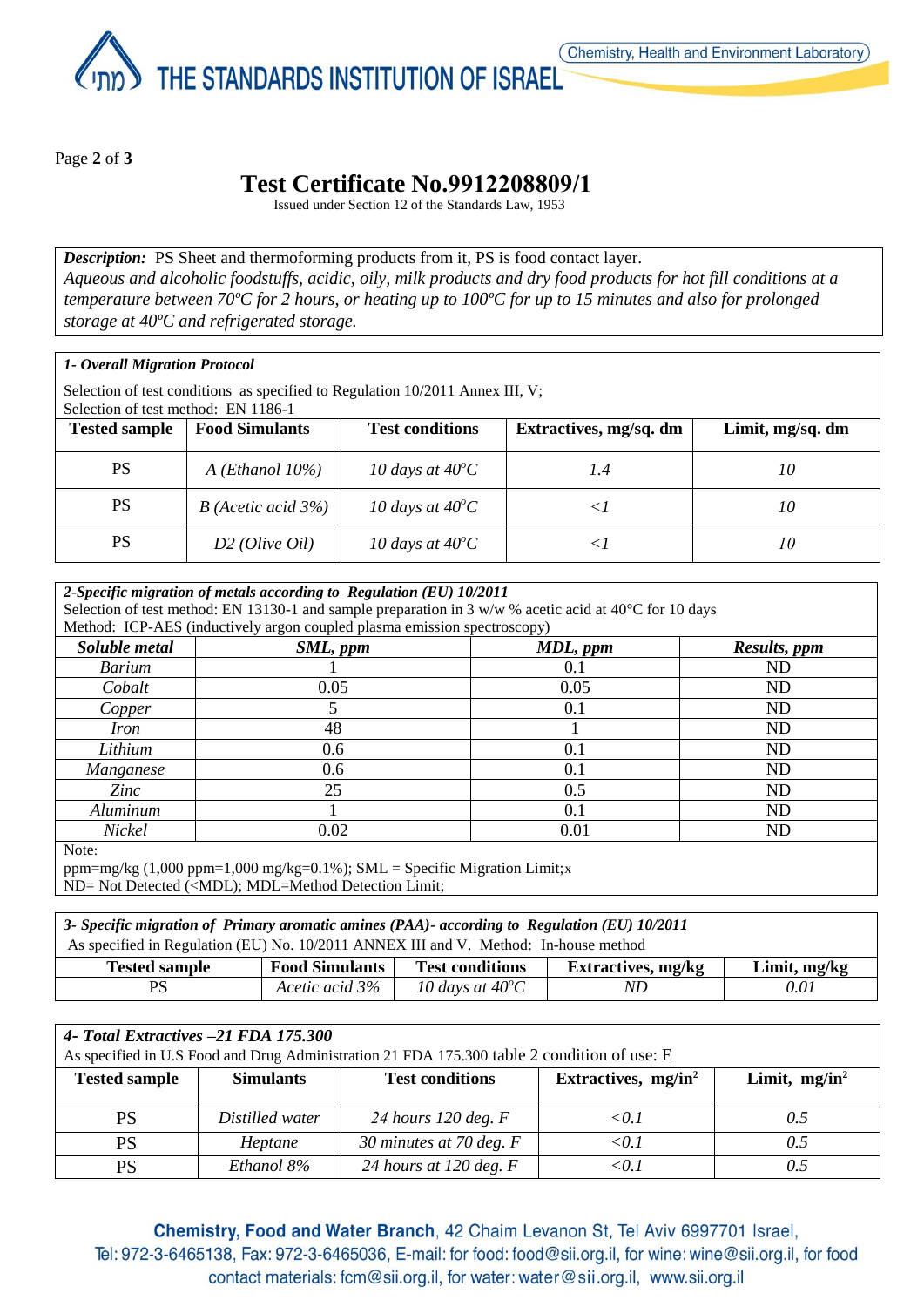# Test Certificate No.9912208809/1

Issued under Section 12 of the Standards Law, 1953

***Description:*** PS Sheet and thermoforming products from it, PS is food contact layer.
*Aqueous and alcoholic foodstuffs, acidic, oily, milk products and dry food products for hot fill conditions at a temperature between 70ºC for 2 hours, or heating up to 100ºC for up to 15 minutes and also for prolonged storage at 40ºC and refrigerated storage.*

***1- Overall Migration Protocol***

Selection of test conditions as specified to Regulation 10/2011 Annex III, V;
Selection of test method: EN 1186-1

| Tested sample | Food Simulants | Test conditions | Extractives, mg/sq. dm | Limit, mg/sq. dm |
|---|---|---|---|---|
| PS | *A (Ethanol 10%)* | *10 days at 40°C* | *1.4* | *10* |
| PS | *B (Acetic acid 3%)* | *10 days at 40°C* | *<1* | *10* |
| PS | *D2 (Olive Oil)* | *10 days at 40°C* | *<1* | *10* |

***2-Specific migration of metals according to Regulation (EU) 10/2011***
Selection of test method: EN 13130-1 and sample preparation in 3 w/w % acetic acid at 40°C for 10 days
Method: ICP-AES (inductively argon coupled plasma emission spectroscopy)

| *Soluble metal* | *SML, ppm* | *MDL, ppm* | *Results, ppm* |
|---|---|---|---|
| *Barium* | 1 | 0.1 | ND |
| *Cobalt* | 0.05 | 0.05 | ND |
| *Copper* | 5 | 0.1 | ND |
| *Iron* | 48 | 1 | ND |
| *Lithium* | 0.6 | 0.1 | ND |
| *Manganese* | 0.6 | 0.1 | ND |
| *Zinc* | 25 | 0.5 | ND |
| *Aluminum* | 1 | 0.1 | ND |
| *Nickel* | 0.02 | 0.01 | ND |

Note:
ppm=mg/kg (1,000 ppm=1,000 mg/kg=0.1%); SML = Specific Migration Limit;x
ND= Not Detected (<MDL); MDL=Method Detection Limit;

***3- Specific migration of Primary aromatic amines (PAA)- according to Regulation (EU) 10/2011***
As specified in Regulation (EU) No. 10/2011 ANNEX III and V. Method: In-house method

| Tested sample | Food Simulants | Test conditions | Extractives, mg/kg | Limit, mg/kg |
|---|---|---|---|---|
| PS | *Acetic acid 3%* | *10 days at 40°C* | *ND* | *0.01* |

***4- Total Extractives –21 FDA 175.300***
As specified in U.S Food and Drug Administration 21 FDA 175.300 table 2 condition of use: E

| Tested sample | Simulants | Test conditions | Extractives, mg/in$^2$ | Limit, mg/in$^2$ |
|---|---|---|---|---|
| PS | *Distilled water* | *24 hours 120 deg. F* | *<0.1* | *0.5* |
| PS | *Heptane* | *30 minutes at 70 deg. F* | *<0.1* | *0.5* |
| PS | *Ethanol 8%* | *24 hours at 120 deg. F* | *<0.1* | *0.5* |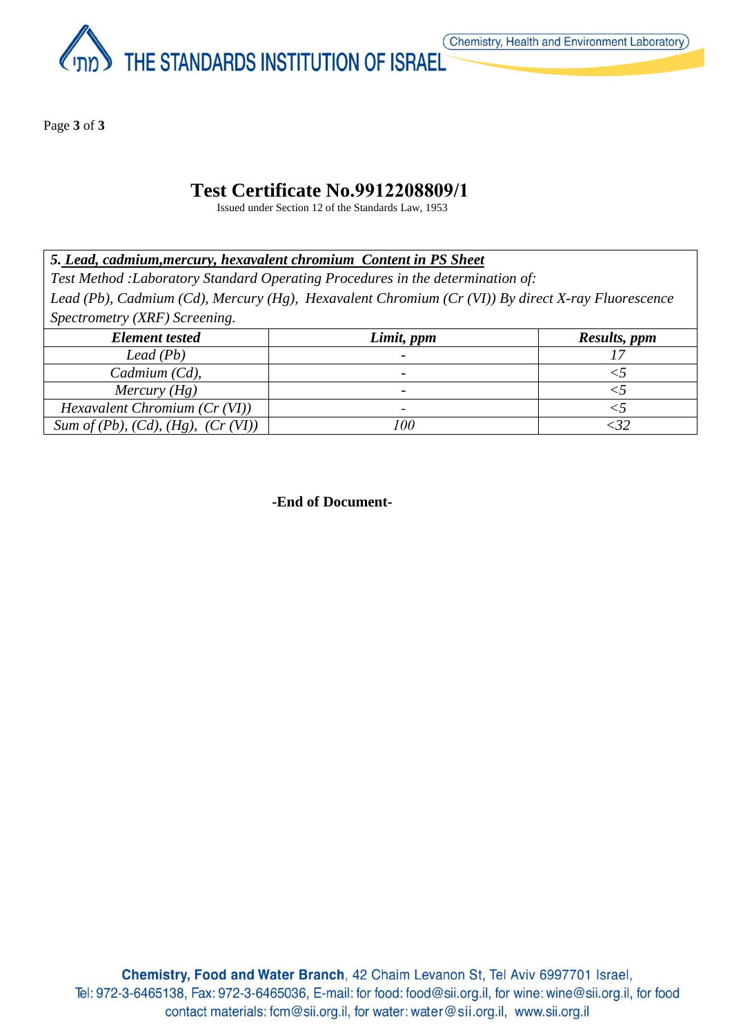# Test Certificate No.9912208809/1

Issued under Section 12 of the Standards Law, 1953

***5. Lead, cadmium,mercury, hexavalent chromium Content in PS Sheet***

*Test Method :Laboratory Standard Operating Procedures in the determination of:*

*Lead (Pb), Cadmium (Cd), Mercury (Hg), Hexavalent Chromium (Cr (VI)) By direct X-ray Fluorescence Spectrometry (XRF) Screening.*

| ***Element tested*** | ***Limit, ppm*** | ***Results, ppm*** |
|---|---|---|
| *Lead (Pb)* | - | *17* |
| *Cadmium (Cd),* | - | *<5* |
| *Mercury (Hg)* | - | *<5* |
| *Hexavalent Chromium (Cr (VI))* | - | *<5* |
| *Sum of (Pb), (Cd), (Hg), (Cr (VI))* | *100* | *<32* |

**-End of Document-**

**Chemistry, Food and Water Branch**, 42 Chaim Levanon St, Tel Aviv 6997701 Israel,
Tel: 972-3-6465138, Fax: 972-3-6465036, E-mail: for food: food@sii.org.il, for wine: wine@sii.org.il, for food contact materials: fcm@sii.org.il, for water: water@sii.org.il, www.sii.org.il